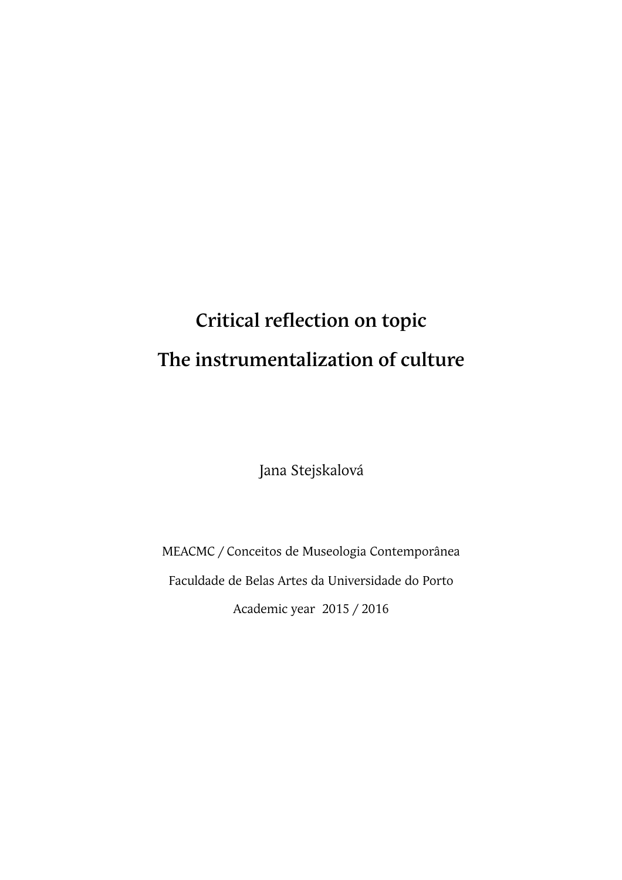# Critical reflection on topic

# The instrumentalization of culture

Jana Stejskalová

MEACMC / Conceitos de Museologia Contemporânea

Faculdade de Belas Artes da Universidade do Porto

Academic year 2015 / 2016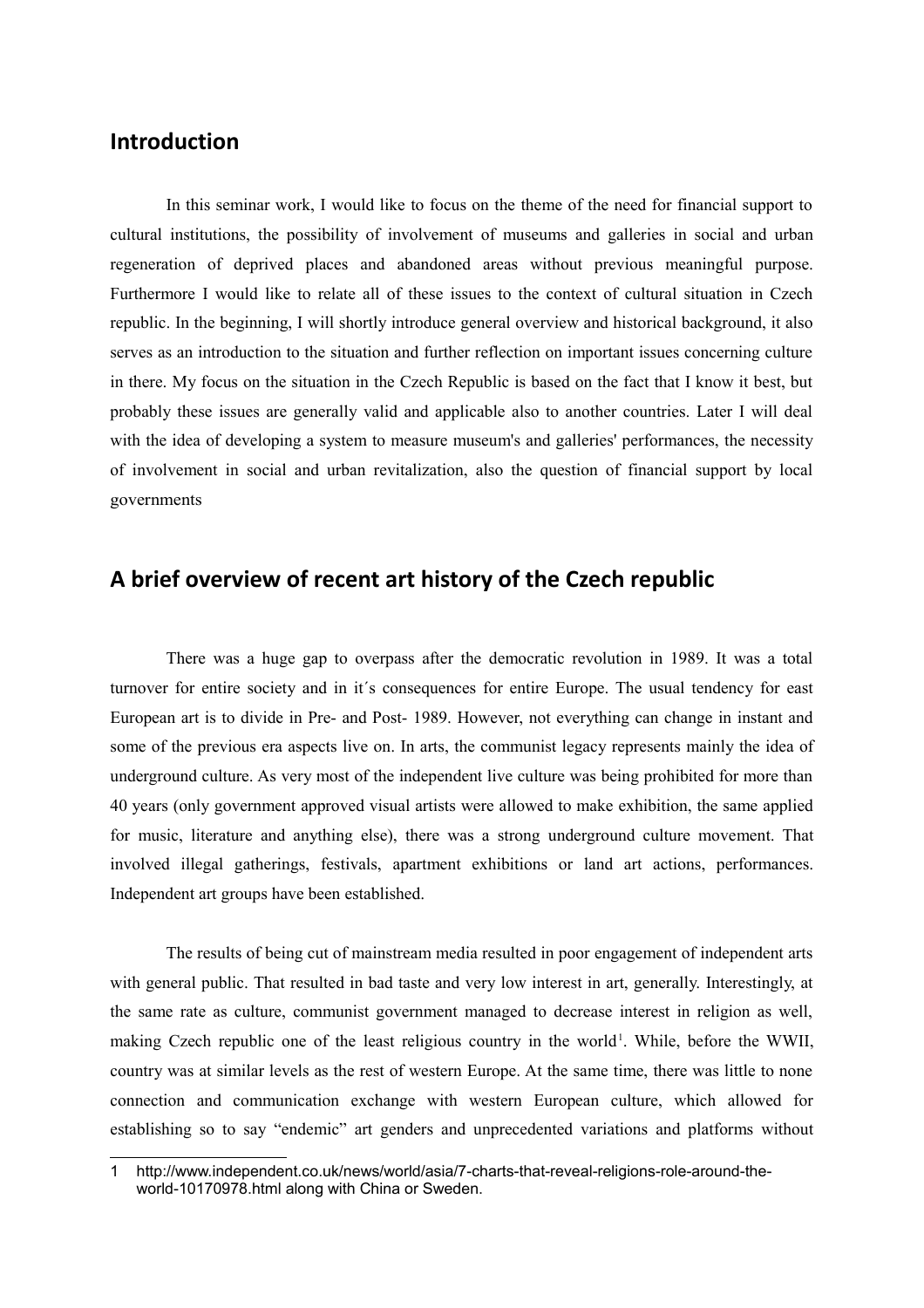## Introduction

In this seminar work, I would like to focus on the theme of the need for financial support to cultural institutions, the possibility of involvement of museums and galleries in social and urban regeneration of deprived places and abandoned areas without previous meaningful purpose. Furthermore I would like to relate all of these issues to the context of cultural situation in Czech republic. In the beginning, I will shortly introduce general overview and historical background, it also serves as an introduction to the situation and further reflection on important issues concerning culture in there. My focus on the situation in the Czech Republic is based on the fact that I know it best, but probably these issues are generally valid and applicable also to another countries. Later I will deal with the idea of developing a system to measure museum's and galleries' performances, the necessity of involvement in social and urban revitalization, also the question of financial support by local governments

## A brief overview of recent art history of the Czech republic

There was a huge gap to overpass after the democratic revolution in 1989. It was a total turnover for entire society and in it´s consequences for entire Europe. The usual tendency for east European art is to divide in Pre- and Post- 1989. However, not everything can change in instant and some of the previous era aspects live on. In arts, the communist legacy represents mainly the idea of underground culture. As very most of the independent live culture was being prohibited for more than 40 years (only government approved visual artists were allowed to make exhibition, the same applied for music, literature and anything else), there was a strong underground culture movement. That involved illegal gatherings, festivals, apartment exhibitions or land art actions, performances. Independent art groups have been established.

The results of being cut of mainstream media resulted in poor engagement of independent arts with general public. That resulted in bad taste and very low interest in art, generally. Interestingly, at the same rate as culture, communist government managed to decrease interest in religion as well, making Czech republic one of the least religious country in the world[1]. While, before the WWII, country was at similar levels as the rest of western Europe. At the same time, there was little to none connection and communication exchange with western European culture, which allowed for establishing so to say "endemic" art genders and unprecedented variations and platforms without

1 http://www.independent.co.uk/news/world/asia/7-charts-that-reveal-religions-role-around-the-world-10170978.html along with China or Sweden.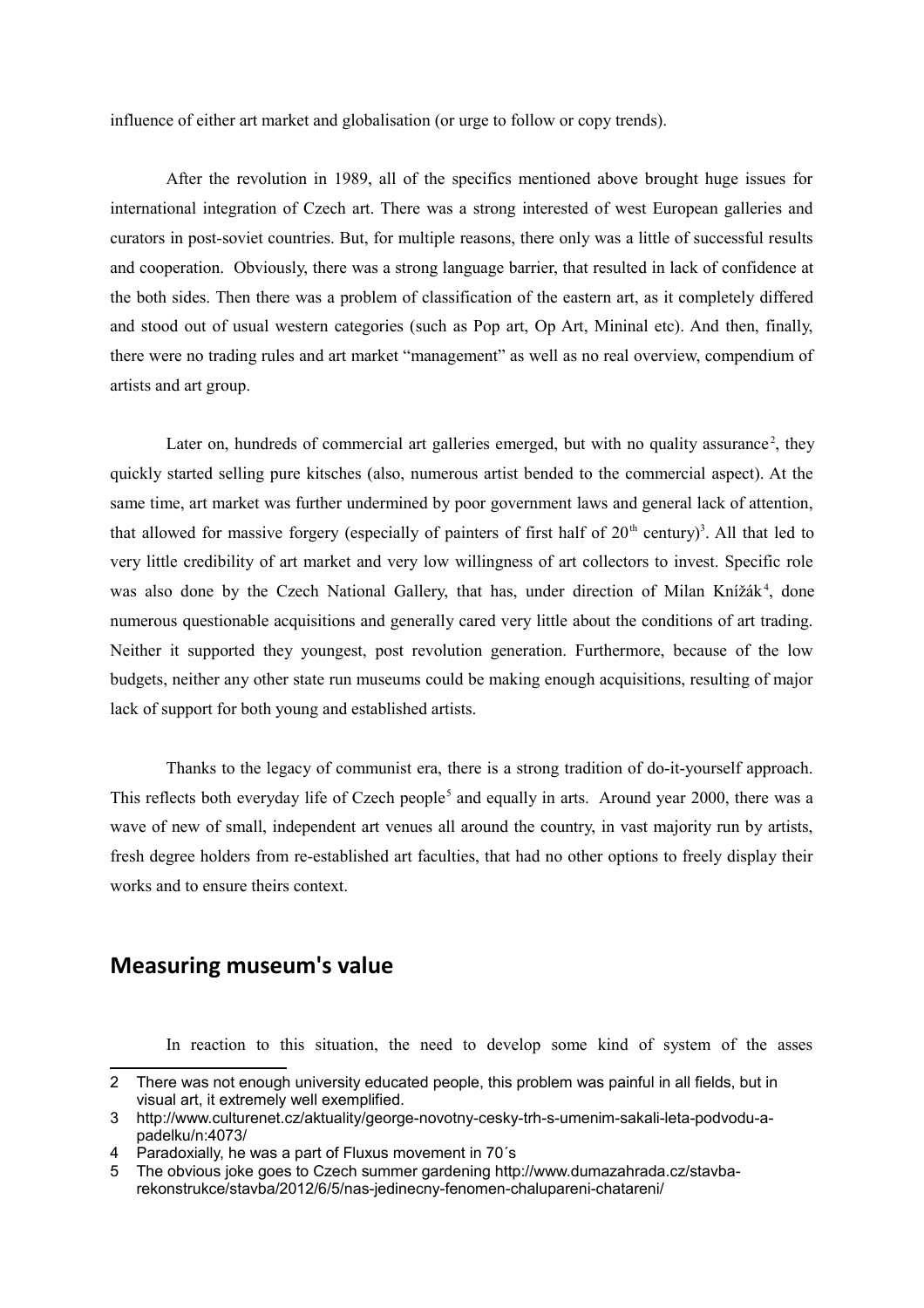influence of either art market and globalisation (or urge to follow or copy trends).

After the revolution in 1989, all of the specifics mentioned above brought huge issues for international integration of Czech art. There was a strong interested of west European galleries and curators in post-soviet countries. But, for multiple reasons, there only was a little of successful results and cooperation. Obviously, there was a strong language barrier, that resulted in lack of confidence at the both sides. Then there was a problem of classification of the eastern art, as it completely differed and stood out of usual western categories (such as Pop art, Op Art, Mininal etc). And then, finally, there were no trading rules and art market "management" as well as no real overview, compendium of artists and art group.

Later on, hundreds of commercial art galleries emerged, but with no quality assurance[2], they quickly started selling pure kitsches (also, numerous artist bended to the commercial aspect). At the same time, art market was further undermined by poor government laws and general lack of attention, that allowed for massive forgery (especially of painters of first half of 20th century)[3]. All that led to very little credibility of art market and very low willingness of art collectors to invest. Specific role was also done by the Czech National Gallery, that has, under direction of Milan Knížák[4], done numerous questionable acquisitions and generally cared very little about the conditions of art trading. Neither it supported they youngest, post revolution generation. Furthermore, because of the low budgets, neither any other state run museums could be making enough acquisitions, resulting of major lack of support for both young and established artists.

Thanks to the legacy of communist era, there is a strong tradition of do-it-yourself approach. This reflects both everyday life of Czech people[5] and equally in arts. Around year 2000, there was a wave of new of small, independent art venues all around the country, in vast majority run by artists, fresh degree holders from re-established art faculties, that had no other options to freely display their works and to ensure theirs context.

## Measuring museum's value

In reaction to this situation, the need to develop some kind of system of the asses

---

2 There was not enough university educated people, this problem was painful in all fields, but in visual art, it extremely well exemplified.

3 http://www.culturenet.cz/aktuality/george-novotny-cesky-trh-s-umenim-sakali-leta-podvodu-a-padelku/n:4073/

4 Paradoxially, he was a part of Fluxus movement in 70´s

5 The obvious joke goes to Czech summer gardening http://www.dumazahrada.cz/stavba-rekonstrukce/stavba/2012/6/5/nas-jedinecny-fenomen-chalupareni-chatareni/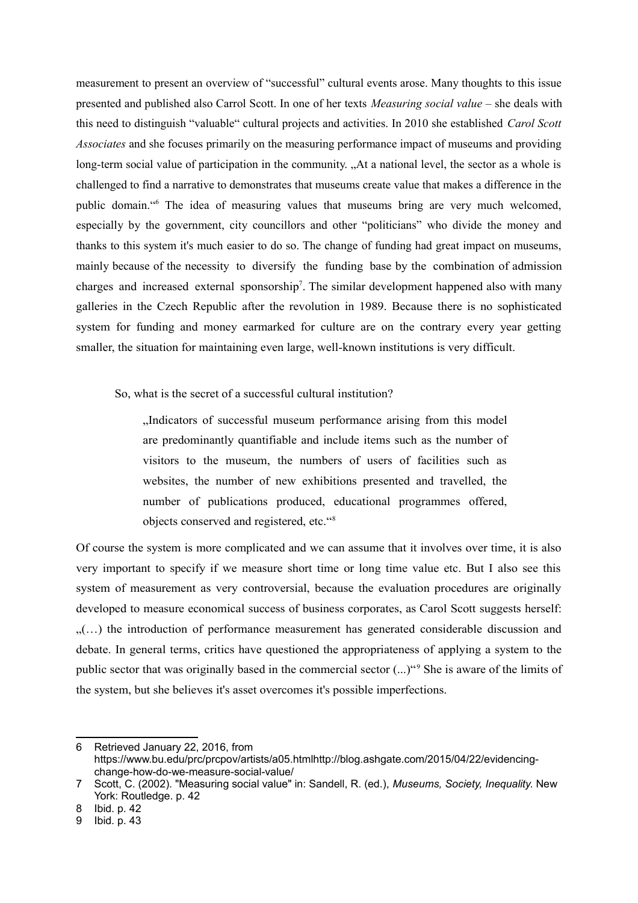measurement to present an overview of "successful" cultural events arose. Many thoughts to this issue presented and published also Carrol Scott. In one of her texts *Measuring social value* – she deals with this need to distinguish "valuable" cultural projects and activities. In 2010 she established *Carol Scott Associates* and she focuses primarily on the measuring performance impact of museums and providing long-term social value of participation in the community. „At a national level, the sector as a whole is challenged to find a narrative to demonstrates that museums create value that makes a difference in the public domain."[6] The idea of measuring values that museums bring are very much welcomed, especially by the government, city councillors and other "politicians" who divide the money and thanks to this system it's much easier to do so. The change of funding had great impact on museums, mainly because of the necessity to diversify the funding base by the combination of admission charges and increased external sponsorship[7]. The similar development happened also with many galleries in the Czech Republic after the revolution in 1989. Because there is no sophisticated system for funding and money earmarked for culture are on the contrary every year getting smaller, the situation for maintaining even large, well-known institutions is very difficult.

So, what is the secret of a successful cultural institution?

> „Indicators of successful museum performance arising from this model are predominantly quantifiable and include items such as the number of visitors to the museum, the numbers of users of facilities such as websites, the number of new exhibitions presented and travelled, the number of publications produced, educational programmes offered, objects conserved and registered, etc."[8]

Of course the system is more complicated and we can assume that it involves over time, it is also very important to specify if we measure short time or long time value etc. But I also see this system of measurement as very controversial, because the evaluation procedures are originally developed to measure economical success of business corporates, as Carol Scott suggests herself: „(…) the introduction of performance measurement has generated considerable discussion and debate. In general terms, critics have questioned the appropriateness of applying a system to the public sector that was originally based in the commercial sector (...)"[9] She is aware of the limits of the system, but she believes it's asset overcomes it's possible imperfections.

---

6 Retrieved January 22, 2016, from https://www.bu.edu/prc/prcpov/artists/a05.htmlhttp://blog.ashgate.com/2015/04/22/evidencing-change-how-do-we-measure-social-value/

7 Scott, C. (2002). "Measuring social value" in: Sandell, R. (ed.), *Museums, Society, Inequality*. New York: Routledge. p. 42

8 Ibid. p. 42

9 Ibid. p. 43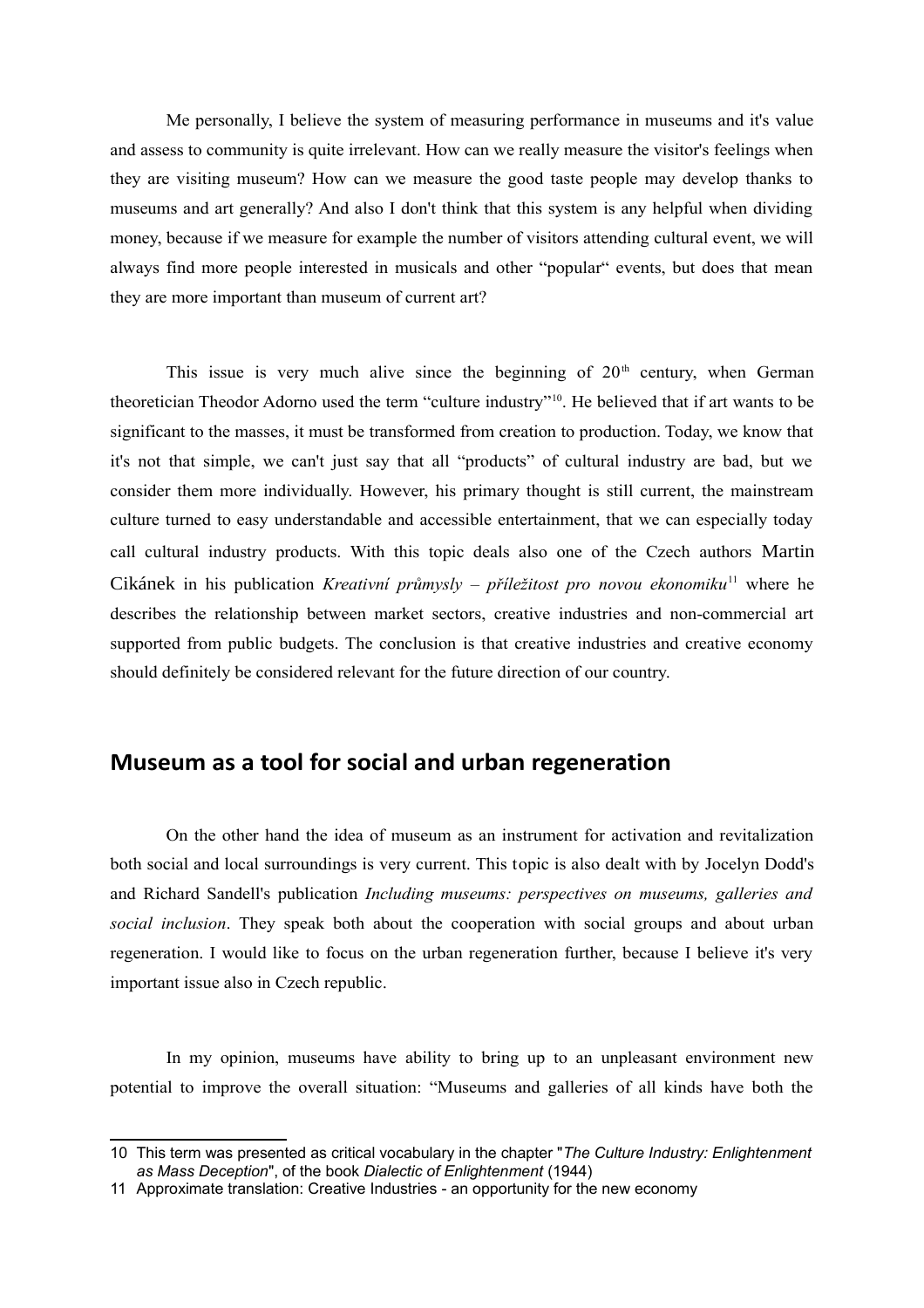Me personally, I believe the system of measuring performance in museums and it's value and assess to community is quite irrelevant. How can we really measure the visitor's feelings when they are visiting museum? How can we measure the good taste people may develop thanks to museums and art generally? And also I don't think that this system is any helpful when dividing money, because if we measure for example the number of visitors attending cultural event, we will always find more people interested in musicals and other "popular" events, but does that mean they are more important than museum of current art?

This issue is very much alive since the beginning of 20th century, when German theoretician Theodor Adorno used the term "culture industry"[10]. He believed that if art wants to be significant to the masses, it must be transformed from creation to production. Today, we know that it's not that simple, we can't just say that all "products" of cultural industry are bad, but we consider them more individually. However, his primary thought is still current, the mainstream culture turned to easy understandable and accessible entertainment, that we can especially today call cultural industry products. With this topic deals also one of the Czech authors Martin Cikánek in his publication *Kreativní průmysly – příležitost pro novou ekonomiku*[11] where he describes the relationship between market sectors, creative industries and non-commercial art supported from public budgets. The conclusion is that creative industries and creative economy should definitely be considered relevant for the future direction of our country.

## Museum as a tool for social and urban regeneration

On the other hand the idea of museum as an instrument for activation and revitalization both social and local surroundings is very current. This topic is also dealt with by Jocelyn Dodd's and Richard Sandell's publication *Including museums: perspectives on museums, galleries and social inclusion*. They speak both about the cooperation with social groups and about urban regeneration. I would like to focus on the urban regeneration further, because I believe it's very important issue also in Czech republic.

In my opinion, museums have ability to bring up to an unpleasant environment new potential to improve the overall situation: "Museums and galleries of all kinds have both the

---

10 This term was presented as critical vocabulary in the chapter "*The Culture Industry: Enlightenment as Mass Deception*", of the book *Dialectic of Enlightenment* (1944)

11 Approximate translation: Creative Industries - an opportunity for the new economy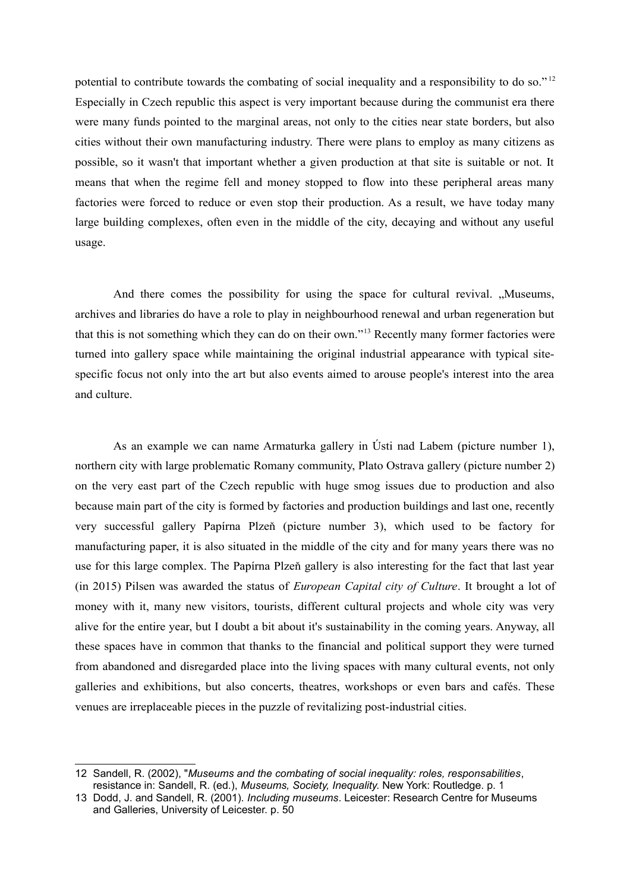potential to contribute towards the combating of social inequality and a responsibility to do so."[12] Especially in Czech republic this aspect is very important because during the communist era there were many funds pointed to the marginal areas, not only to the cities near state borders, but also cities without their own manufacturing industry. There were plans to employ as many citizens as possible, so it wasn't that important whether a given production at that site is suitable or not. It means that when the regime fell and money stopped to flow into these peripheral areas many factories were forced to reduce or even stop their production. As a result, we have today many large building complexes, often even in the middle of the city, decaying and without any useful usage.

And there comes the possibility for using the space for cultural revival. „Museums, archives and libraries do have a role to play in neighbourhood renewal and urban regeneration but that this is not something which they can do on their own."[13] Recently many former factories were turned into gallery space while maintaining the original industrial appearance with typical site-specific focus not only into the art but also events aimed to arouse people's interest into the area and culture.

As an example we can name Armaturka gallery in Ústi nad Labem (picture number 1), northern city with large problematic Romany community, Plato Ostrava gallery (picture number 2) on the very east part of the Czech republic with huge smog issues due to production and also because main part of the city is formed by factories and production buildings and last one, recently very successful gallery Papírna Plzeň (picture number 3), which used to be factory for manufacturing paper, it is also situated in the middle of the city and for many years there was no use for this large complex. The Papírna Plzeň gallery is also interesting for the fact that last year (in 2015) Pilsen was awarded the status of *European Capital city of Culture*. It brought a lot of money with it, many new visitors, tourists, different cultural projects and whole city was very alive for the entire year, but I doubt a bit about it's sustainability in the coming years. Anyway, all these spaces have in common that thanks to the financial and political support they were turned from abandoned and disregarded place into the living spaces with many cultural events, not only galleries and exhibitions, but also concerts, theatres, workshops or even bars and cafés. These venues are irreplaceable pieces in the puzzle of revitalizing post-industrial cities.

---

12 Sandell, R. (2002), "*Museums and the combating of social inequality: roles, responsabilities*, resistance in: Sandell, R. (ed.), *Museums, Society, Inequality.* New York: Routledge. p. 1

13 Dodd, J. and Sandell, R. (2001). *Including museums*. Leicester: Research Centre for Museums and Galleries, University of Leicester. p. 50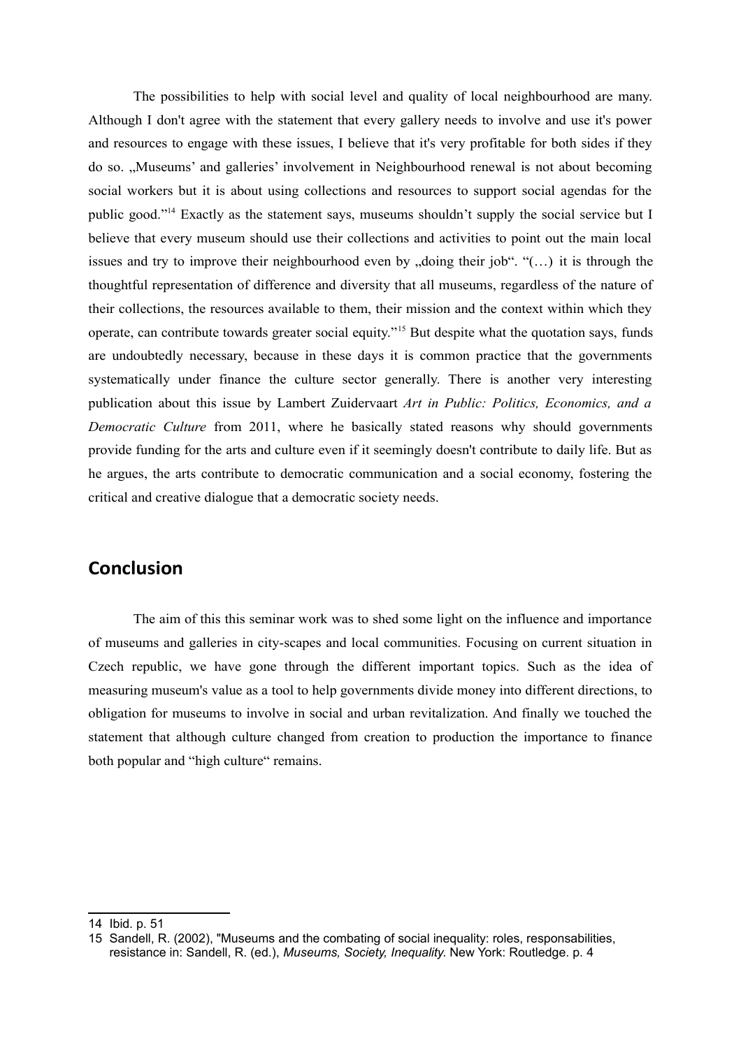The possibilities to help with social level and quality of local neighbourhood are many. Although I don't agree with the statement that every gallery needs to involve and use it's power and resources to engage with these issues, I believe that it's very profitable for both sides if they do so. „Museums' and galleries' involvement in Neighbourhood renewal is not about becoming social workers but it is about using collections and resources to support social agendas for the public good."[14] Exactly as the statement says, museums shouldn't supply the social service but I believe that every museum should use their collections and activities to point out the main local issues and try to improve their neighbourhood even by „doing their job". "(…) it is through the thoughtful representation of difference and diversity that all museums, regardless of the nature of their collections, the resources available to them, their mission and the context within which they operate, can contribute towards greater social equity."[15] But despite what the quotation says, funds are undoubtedly necessary, because in these days it is common practice that the governments systematically under finance the culture sector generally. There is another very interesting publication about this issue by Lambert Zuidervaart *Art in Public: Politics, Economics, and a Democratic Culture* from 2011, where he basically stated reasons why should governments provide funding for the arts and culture even if it seemingly doesn't contribute to daily life. But as he argues, the arts contribute to democratic communication and a social economy, fostering the critical and creative dialogue that a democratic society needs.

## Conclusion

The aim of this this seminar work was to shed some light on the influence and importance of museums and galleries in city-scapes and local communities. Focusing on current situation in Czech republic, we have gone through the different important topics. Such as the idea of measuring museum's value as a tool to help governments divide money into different directions, to obligation for museums to involve in social and urban revitalization. And finally we touched the statement that although culture changed from creation to production the importance to finance both popular and "high culture" remains.

---

14 Ibid. p. 51

15 Sandell, R. (2002), "Museums and the combating of social inequality: roles, responsabilities, resistance in: Sandell, R. (ed.), *Museums, Society, Inequality.* New York: Routledge. p. 4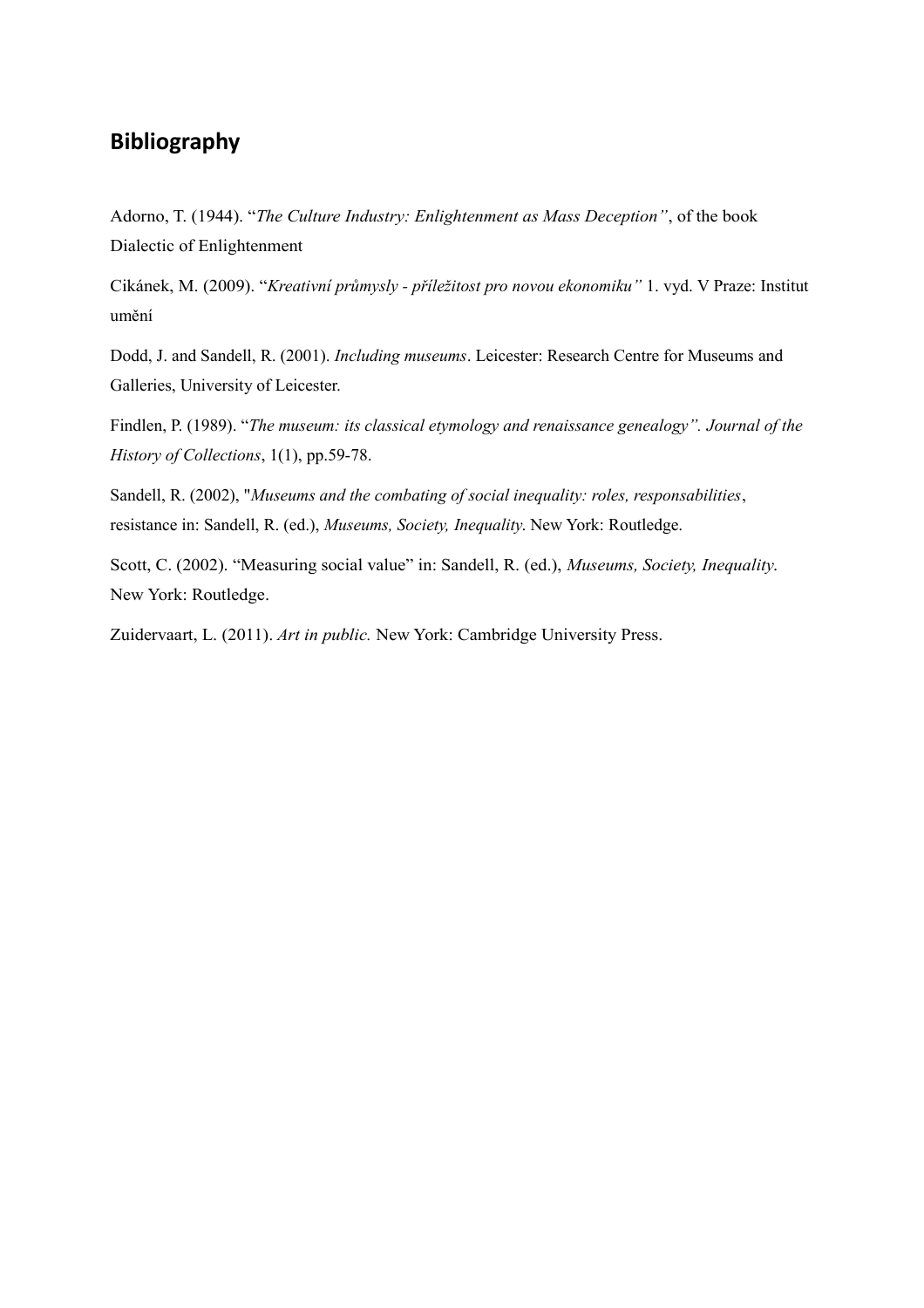## Bibliography

Adorno, T. (1944). "*The Culture Industry: Enlightenment as Mass Deception"*, of the book Dialectic of Enlightenment

Cikánek, M. (2009). "*Kreativní průmysly - příležitost pro novou ekonomiku"* 1. vyd. V Praze: Institut umění

Dodd, J. and Sandell, R. (2001). *Including museums*. Leicester: Research Centre for Museums and Galleries, University of Leicester.

Findlen, P. (1989). "*The museum: its classical etymology and renaissance genealogy". Journal of the History of Collections*, 1(1), pp.59-78.

Sandell, R. (2002), "*Museums and the combating of social inequality: roles, responsabilities*, resistance in: Sandell, R. (ed.), *Museums, Society, Inequality*. New York: Routledge.

Scott, C. (2002). "Measuring social value" in: Sandell, R. (ed.), *Museums, Society, Inequality*. New York: Routledge.

Zuidervaart, L. (2011). *Art in public.* New York: Cambridge University Press.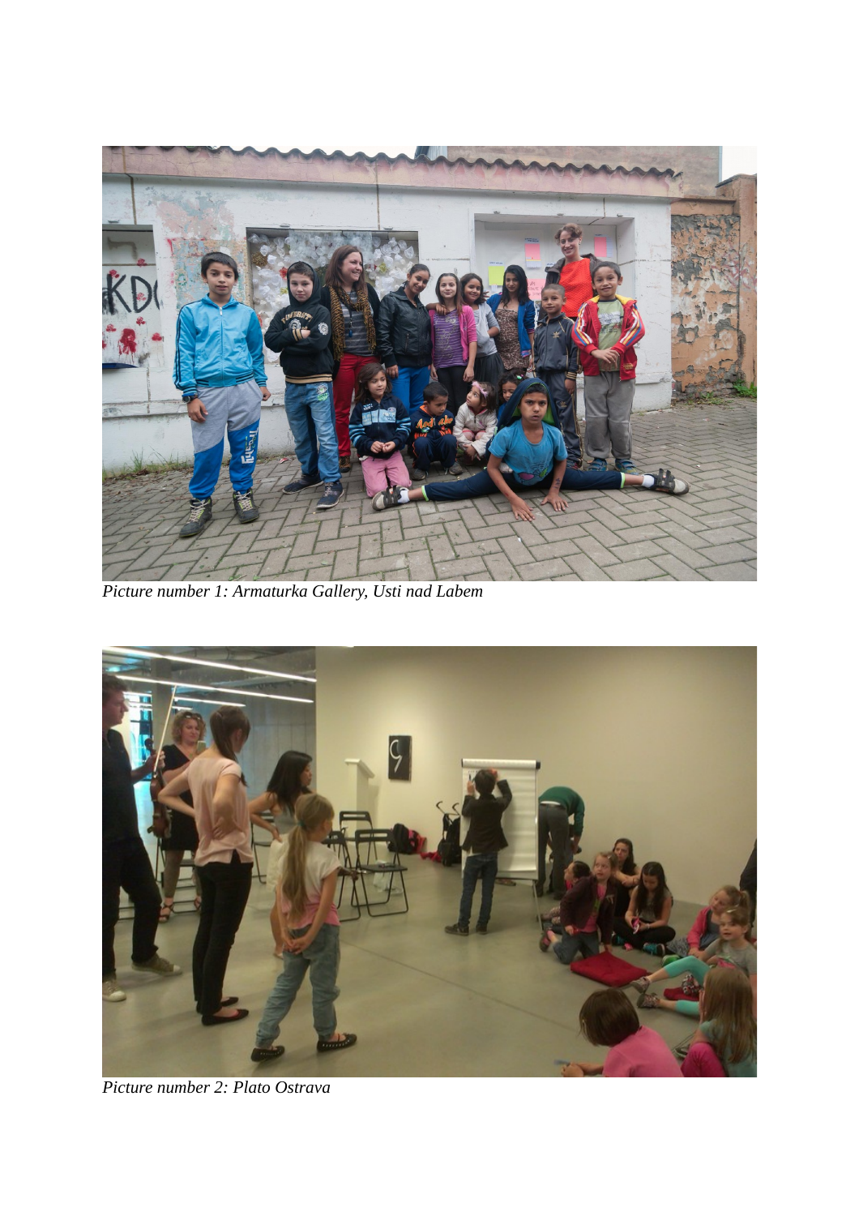*Picture number 1: Armaturka Gallery, Usti nad Labem*

*Picture number 2: Plato Ostrava*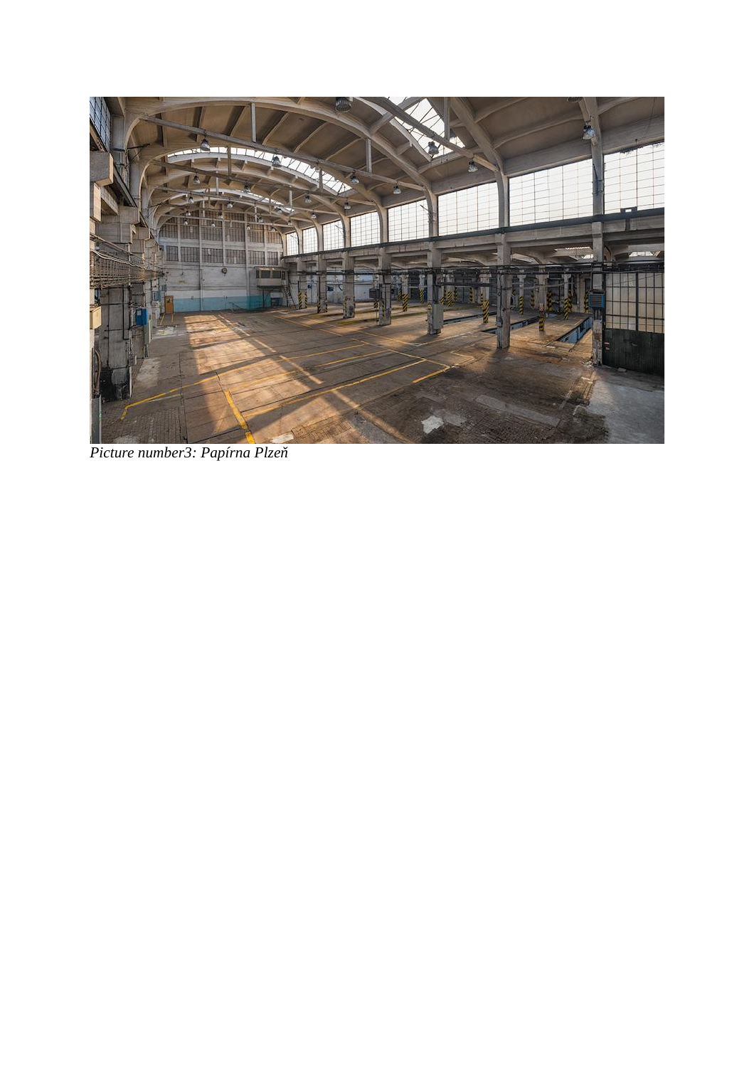*Picture number3: Papírna Plzeň*